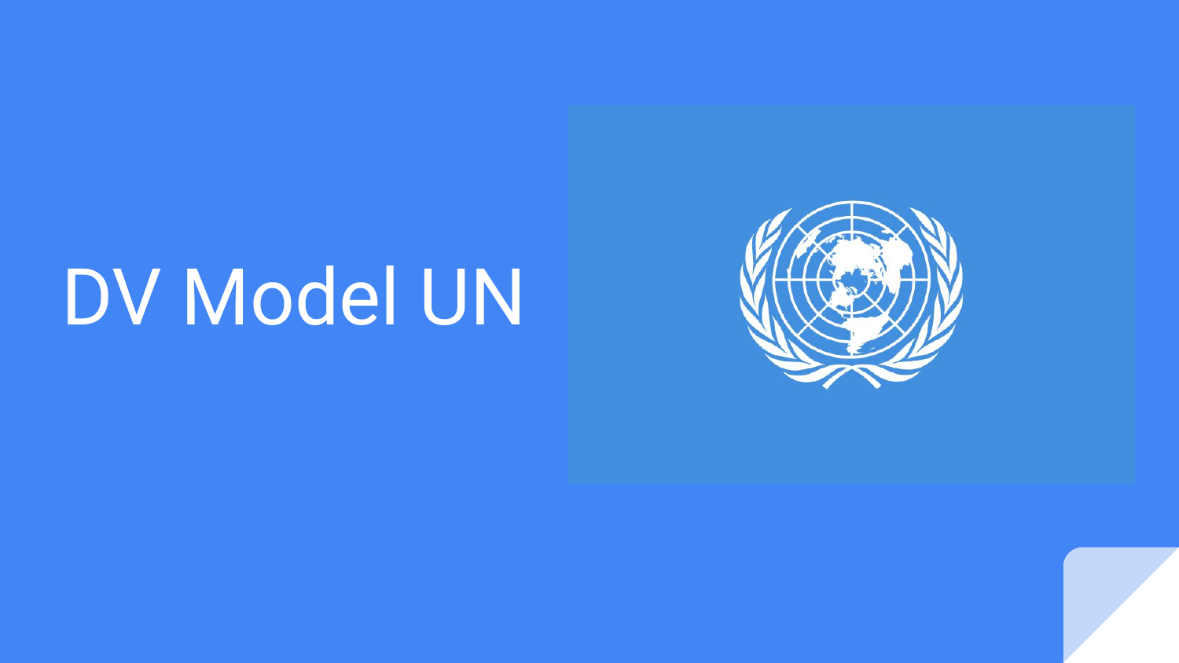# DV Model UN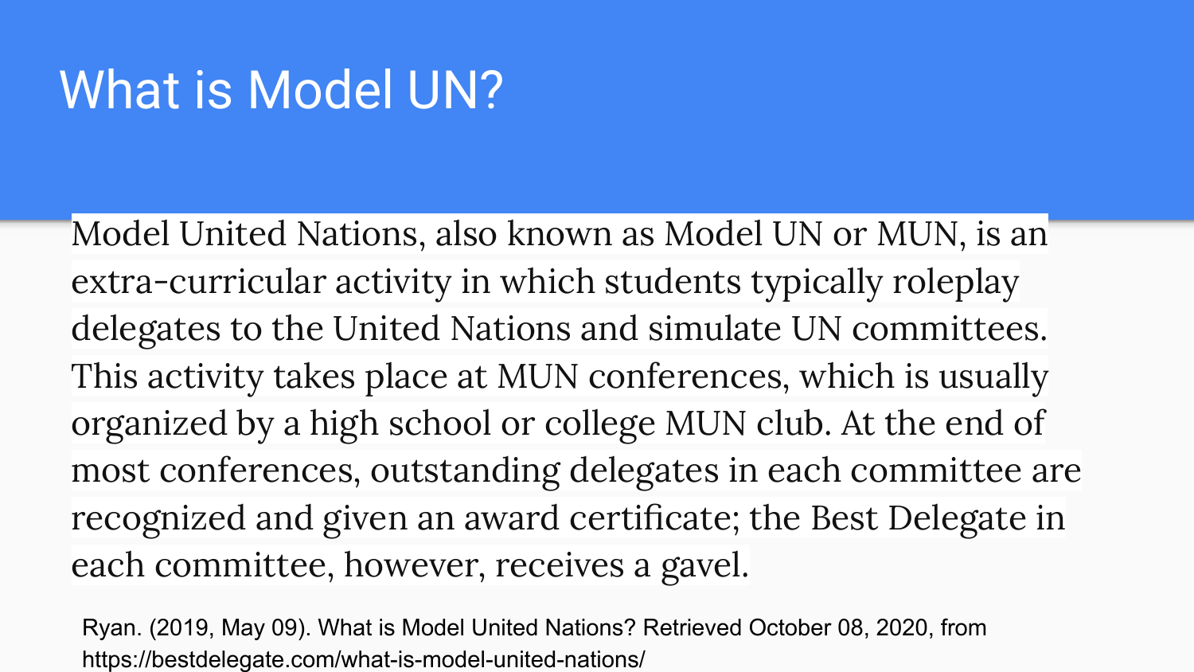# What is Model UN?

Model United Nations, also known as Model UN or MUN, is an extra-curricular activity in which students typically roleplay delegates to the United Nations and simulate UN committees. This activity takes place at MUN conferences, which is usually organized by a high school or college MUN club. At the end of most conferences, outstanding delegates in each committee are recognized and given an award certificate; the Best Delegate in each committee, however, receives a gavel.

Ryan. (2019, May 09). What is Model United Nations? Retrieved October 08, 2020, from https://bestdelegate.com/what-is-model-united-nations/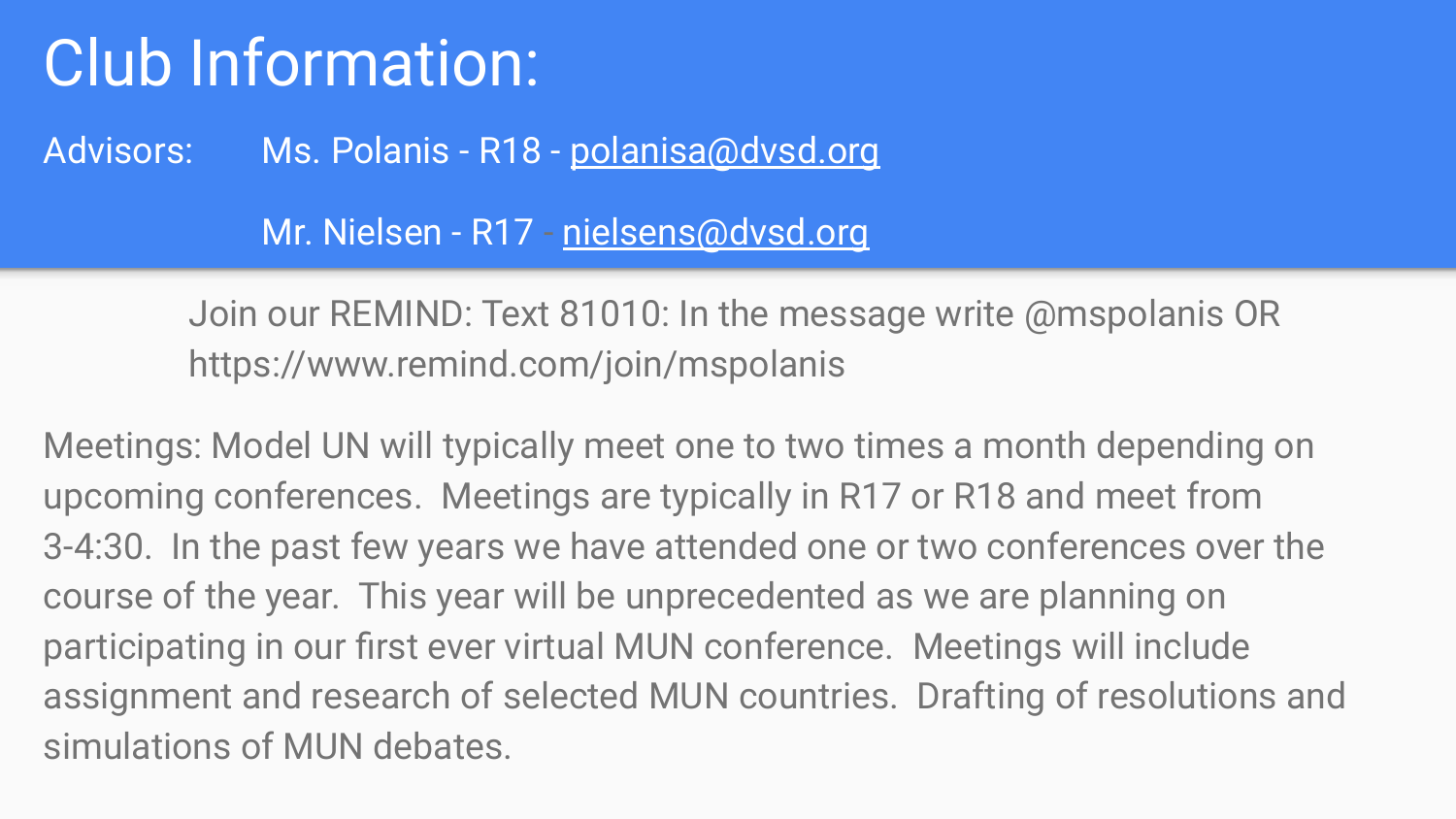# Club Information:

Advisors: Ms. Polanis - R18 - polanisa@dvsd.org

Mr. Nielsen - R17 - nielsens@dvsd.org

Join our REMIND: Text 81010: In the message write @mspolanis OR https://www.remind.com/join/mspolanis

Meetings: Model UN will typically meet one to two times a month depending on upcoming conferences. Meetings are typically in R17 or R18 and meet from 3-4:30. In the past few years we have attended one or two conferences over the course of the year. This year will be unprecedented as we are planning on participating in our first ever virtual MUN conference. Meetings will include assignment and research of selected MUN countries. Drafting of resolutions and simulations of MUN debates.